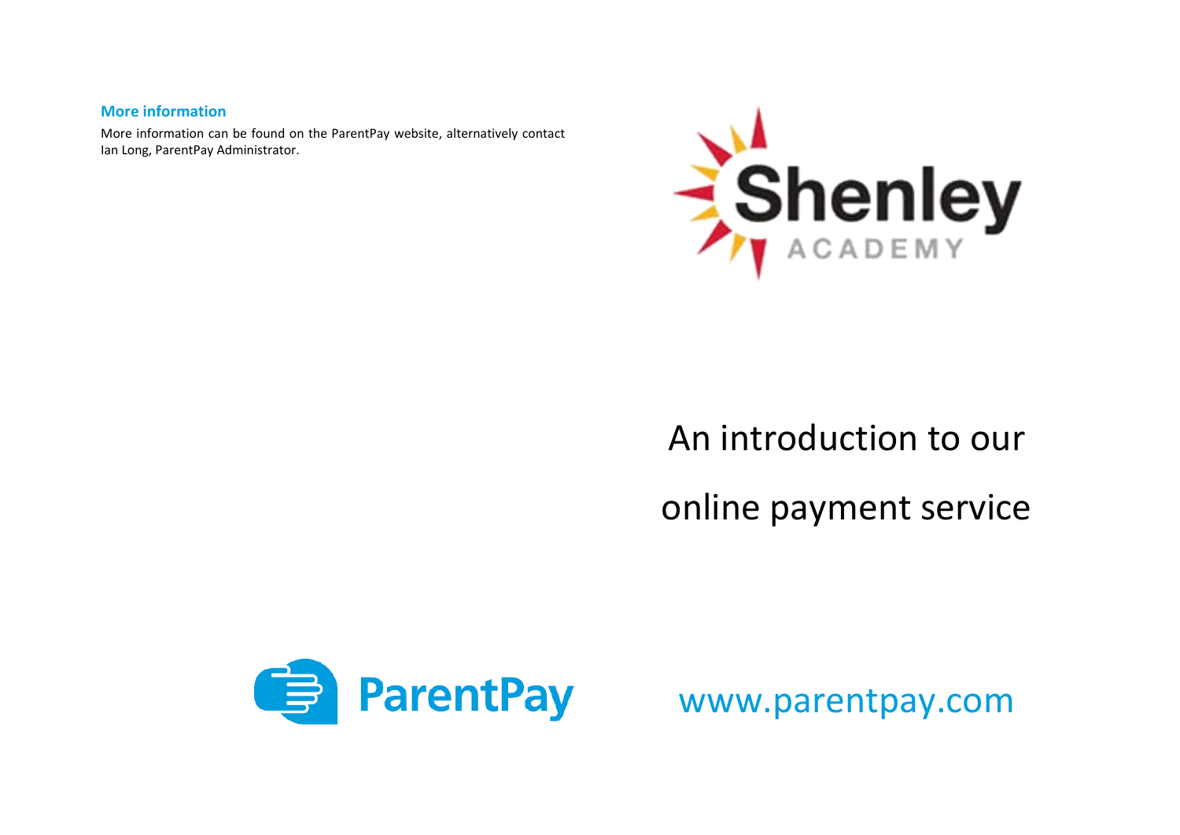## More information

More information can be found on the ParentPay website, alternatively contact Ian Long, ParentPay Administrator.

Shenley ACADEMY

# An introduction to our online payment service

ParentPay

www.parentpay.com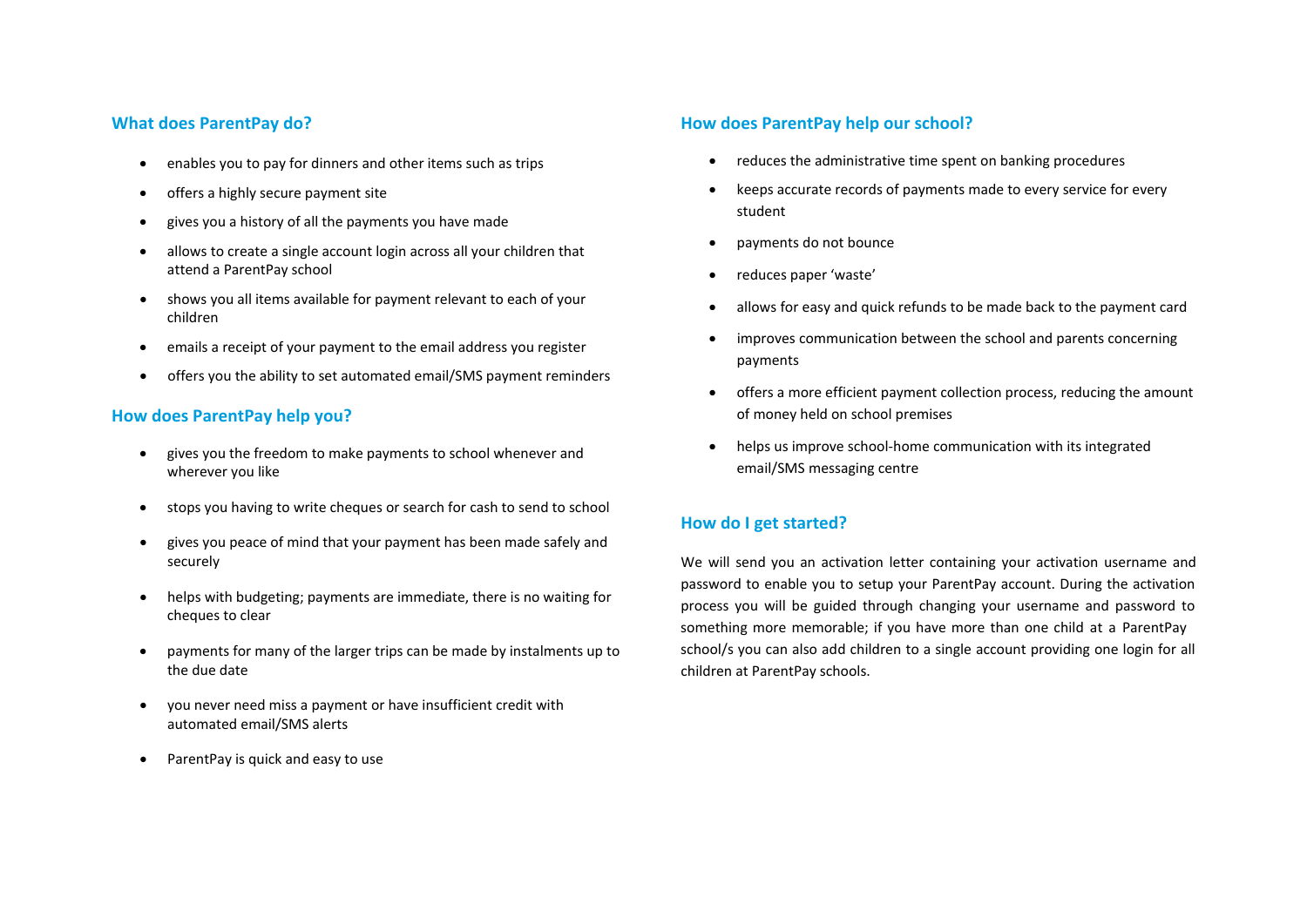## What does ParentPay do?

- enables you to pay for dinners and other items such as trips
- offers a highly secure payment site
- gives you a history of all the payments you have made
- allows to create a single account login across all your children that attend a ParentPay school
- shows you all items available for payment relevant to each of your children
- emails a receipt of your payment to the email address you register
- offers you the ability to set automated email/SMS payment reminders

## How does ParentPay help you?

- gives you the freedom to make payments to school whenever and wherever you like
- stops you having to write cheques or search for cash to send to school
- gives you peace of mind that your payment has been made safely and securely
- helps with budgeting; payments are immediate, there is no waiting for cheques to clear
- payments for many of the larger trips can be made by instalments up to the due date
- you never need miss a payment or have insufficient credit with automated email/SMS alerts
- ParentPay is quick and easy to use

## How does ParentPay help our school?

- reduces the administrative time spent on banking procedures
- keeps accurate records of payments made to every service for every student
- payments do not bounce
- reduces paper 'waste'
- allows for easy and quick refunds to be made back to the payment card
- improves communication between the school and parents concerning payments
- offers a more efficient payment collection process, reducing the amount of money held on school premises
- helps us improve school-home communication with its integrated email/SMS messaging centre

## How do I get started?

We will send you an activation letter containing your activation username and password to enable you to setup your ParentPay account. During the activation process you will be guided through changing your username and password to something more memorable; if you have more than one child at a ParentPay school/s you can also add children to a single account providing one login for all children at ParentPay schools.